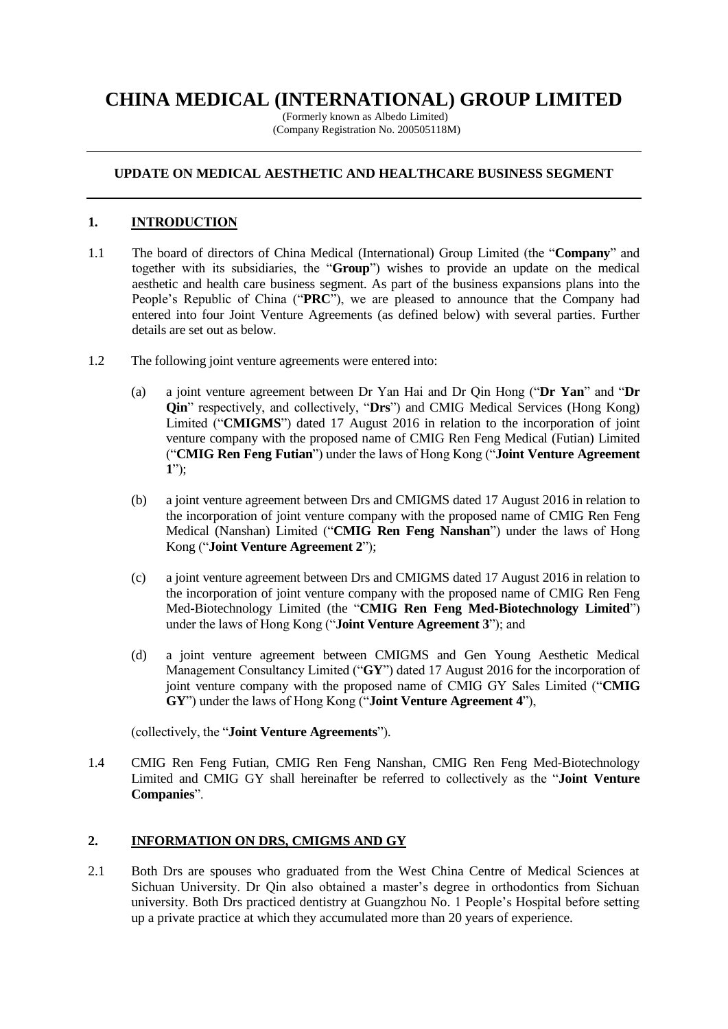# CHINA MEDICAL (INTERNATIONAL) GROUP LIMITED

(Formerly known as Albedo Limited)
(Company Registration No. 200505118M)

---

## UPDATE ON MEDICAL AESTHETIC AND HEALTHCARE BUSINESS SEGMENT

---

## 1. INTRODUCTION

1.1 The board of directors of China Medical (International) Group Limited (the "**Company**" and together with its subsidiaries, the "**Group**") wishes to provide an update on the medical aesthetic and health care business segment. As part of the business expansions plans into the People's Republic of China ("**PRC**"), we are pleased to announce that the Company had entered into four Joint Venture Agreements (as defined below) with several parties. Further details are set out as below.

1.2 The following joint venture agreements were entered into:

(a) a joint venture agreement between Dr Yan Hai and Dr Qin Hong ("**Dr Yan**" and "**Dr Qin**" respectively, and collectively, "**Drs**") and CMIG Medical Services (Hong Kong) Limited ("**CMIGMS**") dated 17 August 2016 in relation to the incorporation of joint venture company with the proposed name of CMIG Ren Feng Medical (Futian) Limited ("**CMIG Ren Feng Futian**") under the laws of Hong Kong ("**Joint Venture Agreement 1**");

(b) a joint venture agreement between Drs and CMIGMS dated 17 August 2016 in relation to the incorporation of joint venture company with the proposed name of CMIG Ren Feng Medical (Nanshan) Limited ("**CMIG Ren Feng Nanshan**") under the laws of Hong Kong ("**Joint Venture Agreement 2**");

(c) a joint venture agreement between Drs and CMIGMS dated 17 August 2016 in relation to the incorporation of joint venture company with the proposed name of CMIG Ren Feng Med-Biotechnology Limited (the "**CMIG Ren Feng Med-Biotechnology Limited**") under the laws of Hong Kong ("**Joint Venture Agreement 3**"); and

(d) a joint venture agreement between CMIGMS and Gen Young Aesthetic Medical Management Consultancy Limited ("**GY**") dated 17 August 2016 for the incorporation of joint venture company with the proposed name of CMIG GY Sales Limited ("**CMIG GY**") under the laws of Hong Kong ("**Joint Venture Agreement 4**"),

(collectively, the "**Joint Venture Agreements**").

1.4 CMIG Ren Feng Futian, CMIG Ren Feng Nanshan, CMIG Ren Feng Med-Biotechnology Limited and CMIG GY shall hereinafter be referred to collectively as the "**Joint Venture Companies**".

## 2. INFORMATION ON DRS, CMIGMS AND GY

2.1 Both Drs are spouses who graduated from the West China Centre of Medical Sciences at Sichuan University. Dr Qin also obtained a master's degree in orthodontics from Sichuan university. Both Drs practiced dentistry at Guangzhou No. 1 People's Hospital before setting up a private practice at which they accumulated more than 20 years of experience.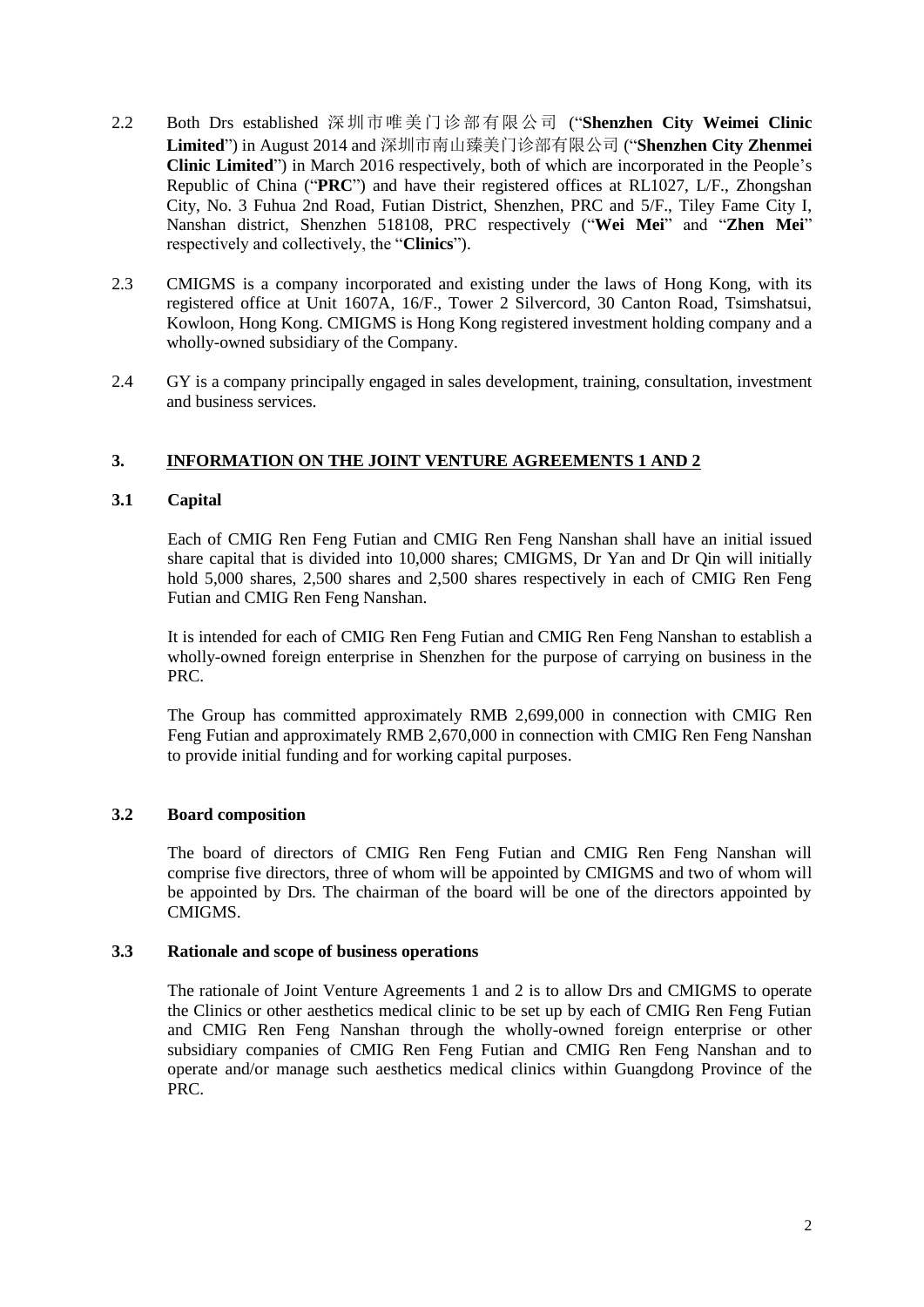2.2 Both Drs established 深圳市唯美门诊部有限公司 ("**Shenzhen City Weimei Clinic Limited**") in August 2014 and 深圳市南山臻美门诊部有限公司 ("**Shenzhen City Zhenmei Clinic Limited**") in March 2016 respectively, both of which are incorporated in the People's Republic of China ("**PRC**") and have their registered offices at RL1027, L/F., Zhongshan City, No. 3 Fuhua 2nd Road, Futian District, Shenzhen, PRC and 5/F., Tiley Fame City I, Nanshan district, Shenzhen 518108, PRC respectively ("**Wei Mei**" and "**Zhen Mei**" respectively and collectively, the "**Clinics**").

2.3 CMIGMS is a company incorporated and existing under the laws of Hong Kong, with its registered office at Unit 1607A, 16/F., Tower 2 Silvercord, 30 Canton Road, Tsimshatsui, Kowloon, Hong Kong. CMIGMS is Hong Kong registered investment holding company and a wholly-owned subsidiary of the Company.

2.4 GY is a company principally engaged in sales development, training, consultation, investment and business services.

## 3. INFORMATION ON THE JOINT VENTURE AGREEMENTS 1 AND 2

### 3.1 Capital

Each of CMIG Ren Feng Futian and CMIG Ren Feng Nanshan shall have an initial issued share capital that is divided into 10,000 shares; CMIGMS, Dr Yan and Dr Qin will initially hold 5,000 shares, 2,500 shares and 2,500 shares respectively in each of CMIG Ren Feng Futian and CMIG Ren Feng Nanshan.

It is intended for each of CMIG Ren Feng Futian and CMIG Ren Feng Nanshan to establish a wholly-owned foreign enterprise in Shenzhen for the purpose of carrying on business in the PRC.

The Group has committed approximately RMB 2,699,000 in connection with CMIG Ren Feng Futian and approximately RMB 2,670,000 in connection with CMIG Ren Feng Nanshan to provide initial funding and for working capital purposes.

### 3.2 Board composition

The board of directors of CMIG Ren Feng Futian and CMIG Ren Feng Nanshan will comprise five directors, three of whom will be appointed by CMIGMS and two of whom will be appointed by Drs. The chairman of the board will be one of the directors appointed by CMIGMS.

### 3.3 Rationale and scope of business operations

The rationale of Joint Venture Agreements 1 and 2 is to allow Drs and CMIGMS to operate the Clinics or other aesthetics medical clinic to be set up by each of CMIG Ren Feng Futian and CMIG Ren Feng Nanshan through the wholly-owned foreign enterprise or other subsidiary companies of CMIG Ren Feng Futian and CMIG Ren Feng Nanshan and to operate and/or manage such aesthetics medical clinics within Guangdong Province of the PRC.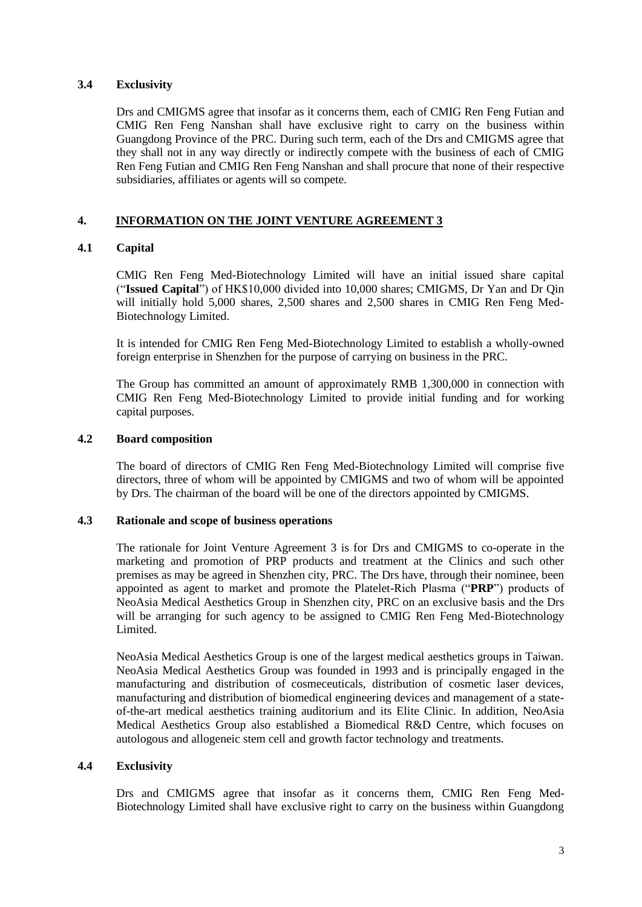### 3.4 Exclusivity

Drs and CMIGMS agree that insofar as it concerns them, each of CMIG Ren Feng Futian and CMIG Ren Feng Nanshan shall have exclusive right to carry on the business within Guangdong Province of the PRC. During such term, each of the Drs and CMIGMS agree that they shall not in any way directly or indirectly compete with the business of each of CMIG Ren Feng Futian and CMIG Ren Feng Nanshan and shall procure that none of their respective subsidiaries, affiliates or agents will so compete.

## 4. INFORMATION ON THE JOINT VENTURE AGREEMENT 3

### 4.1 Capital

CMIG Ren Feng Med-Biotechnology Limited will have an initial issued share capital ("**Issued Capital**") of HK$10,000 divided into 10,000 shares; CMIGMS, Dr Yan and Dr Qin will initially hold 5,000 shares, 2,500 shares and 2,500 shares in CMIG Ren Feng Med-Biotechnology Limited.

It is intended for CMIG Ren Feng Med-Biotechnology Limited to establish a wholly-owned foreign enterprise in Shenzhen for the purpose of carrying on business in the PRC.

The Group has committed an amount of approximately RMB 1,300,000 in connection with CMIG Ren Feng Med-Biotechnology Limited to provide initial funding and for working capital purposes.

### 4.2 Board composition

The board of directors of CMIG Ren Feng Med-Biotechnology Limited will comprise five directors, three of whom will be appointed by CMIGMS and two of whom will be appointed by Drs. The chairman of the board will be one of the directors appointed by CMIGMS.

### 4.3 Rationale and scope of business operations

The rationale for Joint Venture Agreement 3 is for Drs and CMIGMS to co-operate in the marketing and promotion of PRP products and treatment at the Clinics and such other premises as may be agreed in Shenzhen city, PRC. The Drs have, through their nominee, been appointed as agent to market and promote the Platelet-Rich Plasma ("**PRP**") products of NeoAsia Medical Aesthetics Group in Shenzhen city, PRC on an exclusive basis and the Drs will be arranging for such agency to be assigned to CMIG Ren Feng Med-Biotechnology Limited.

NeoAsia Medical Aesthetics Group is one of the largest medical aesthetics groups in Taiwan. NeoAsia Medical Aesthetics Group was founded in 1993 and is principally engaged in the manufacturing and distribution of cosmeceuticals, distribution of cosmetic laser devices, manufacturing and distribution of biomedical engineering devices and management of a state-of-the-art medical aesthetics training auditorium and its Elite Clinic. In addition, NeoAsia Medical Aesthetics Group also established a Biomedical R&D Centre, which focuses on autologous and allogeneic stem cell and growth factor technology and treatments.

### 4.4 Exclusivity

Drs and CMIGMS agree that insofar as it concerns them, CMIG Ren Feng Med-Biotechnology Limited shall have exclusive right to carry on the business within Guangdong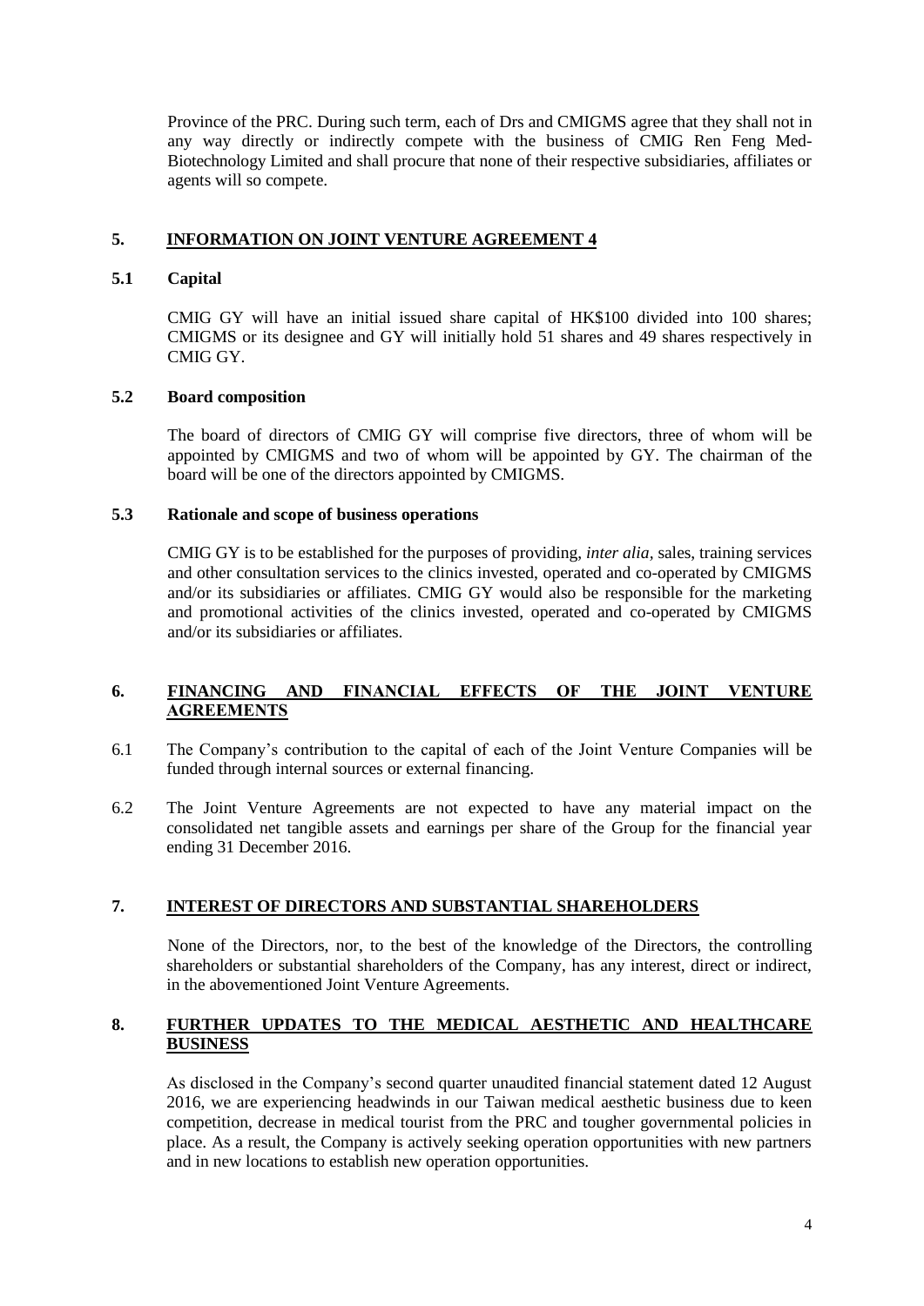Province of the PRC. During such term, each of Drs and CMIGMS agree that they shall not in any way directly or indirectly compete with the business of CMIG Ren Feng Med-Biotechnology Limited and shall procure that none of their respective subsidiaries, affiliates or agents will so compete.

## 5. INFORMATION ON JOINT VENTURE AGREEMENT 4

### 5.1 Capital

CMIG GY will have an initial issued share capital of HK$100 divided into 100 shares; CMIGMS or its designee and GY will initially hold 51 shares and 49 shares respectively in CMIG GY.

### 5.2 Board composition

The board of directors of CMIG GY will comprise five directors, three of whom will be appointed by CMIGMS and two of whom will be appointed by GY. The chairman of the board will be one of the directors appointed by CMIGMS.

### 5.3 Rationale and scope of business operations

CMIG GY is to be established for the purposes of providing, *inter alia*, sales, training services and other consultation services to the clinics invested, operated and co-operated by CMIGMS and/or its subsidiaries or affiliates. CMIG GY would also be responsible for the marketing and promotional activities of the clinics invested, operated and co-operated by CMIGMS and/or its subsidiaries or affiliates.

## 6. FINANCING AND FINANCIAL EFFECTS OF THE JOINT VENTURE AGREEMENTS

6.1 The Company's contribution to the capital of each of the Joint Venture Companies will be funded through internal sources or external financing.

6.2 The Joint Venture Agreements are not expected to have any material impact on the consolidated net tangible assets and earnings per share of the Group for the financial year ending 31 December 2016.

## 7. INTEREST OF DIRECTORS AND SUBSTANTIAL SHAREHOLDERS

None of the Directors, nor, to the best of the knowledge of the Directors, the controlling shareholders or substantial shareholders of the Company, has any interest, direct or indirect, in the abovementioned Joint Venture Agreements.

## 8. FURTHER UPDATES TO THE MEDICAL AESTHETIC AND HEALTHCARE BUSINESS

As disclosed in the Company's second quarter unaudited financial statement dated 12 August 2016, we are experiencing headwinds in our Taiwan medical aesthetic business due to keen competition, decrease in medical tourist from the PRC and tougher governmental policies in place. As a result, the Company is actively seeking operation opportunities with new partners and in new locations to establish new operation opportunities.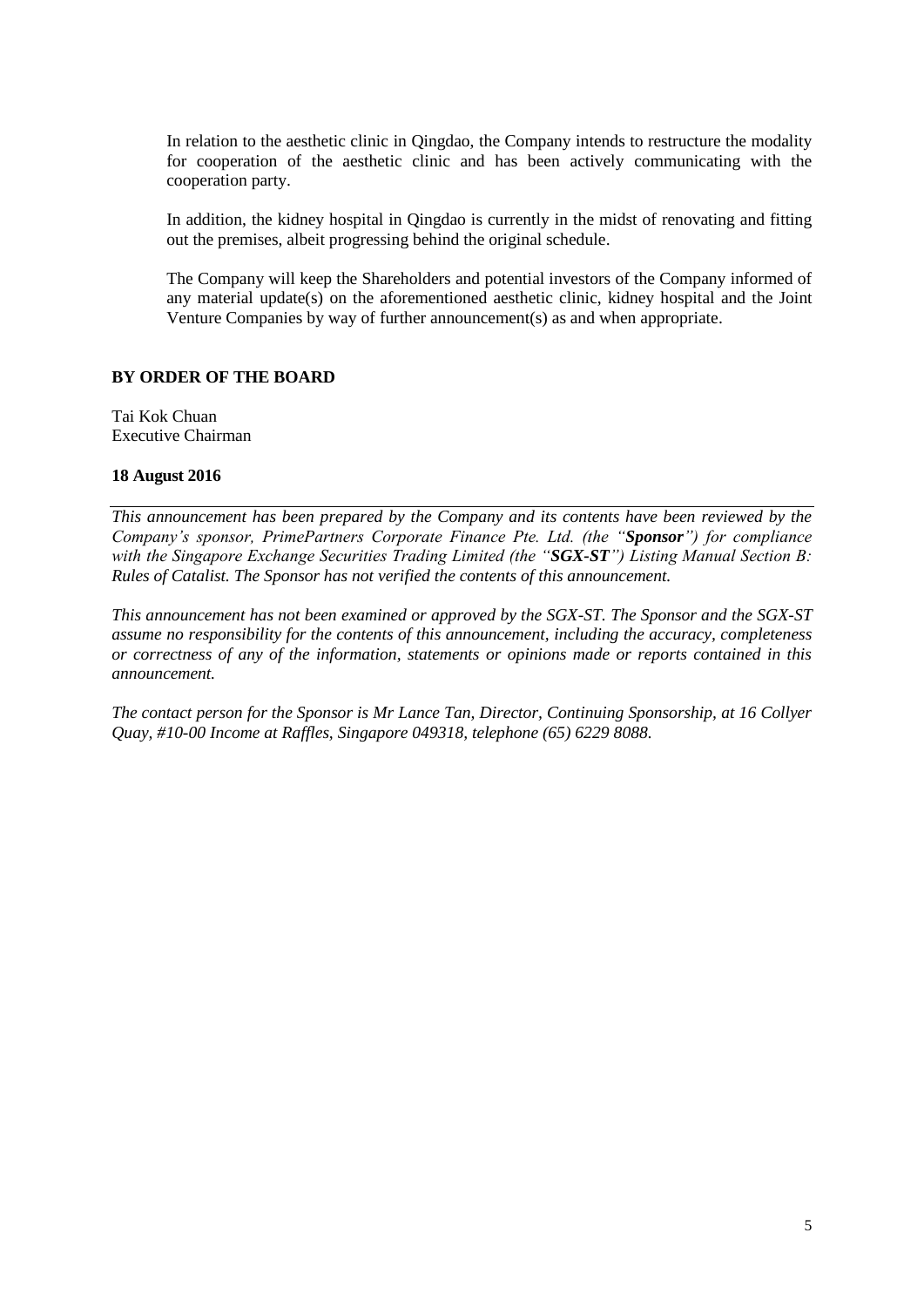In relation to the aesthetic clinic in Qingdao, the Company intends to restructure the modality for cooperation of the aesthetic clinic and has been actively communicating with the cooperation party.

In addition, the kidney hospital in Qingdao is currently in the midst of renovating and fitting out the premises, albeit progressing behind the original schedule.

The Company will keep the Shareholders and potential investors of the Company informed of any material update(s) on the aforementioned aesthetic clinic, kidney hospital and the Joint Venture Companies by way of further announcement(s) as and when appropriate.

**BY ORDER OF THE BOARD**

Tai Kok Chuan
Executive Chairman

**18 August 2016**

---

*This announcement has been prepared by the Company and its contents have been reviewed by the Company's sponsor, PrimePartners Corporate Finance Pte. Ltd. (the "**Sponsor**") for compliance with the Singapore Exchange Securities Trading Limited (the "**SGX-ST**") Listing Manual Section B: Rules of Catalist. The Sponsor has not verified the contents of this announcement.*

*This announcement has not been examined or approved by the SGX-ST. The Sponsor and the SGX-ST assume no responsibility for the contents of this announcement, including the accuracy, completeness or correctness of any of the information, statements or opinions made or reports contained in this announcement.*

*The contact person for the Sponsor is Mr Lance Tan, Director, Continuing Sponsorship, at 16 Collyer Quay, #10-00 Income at Raffles, Singapore 049318, telephone (65) 6229 8088.*